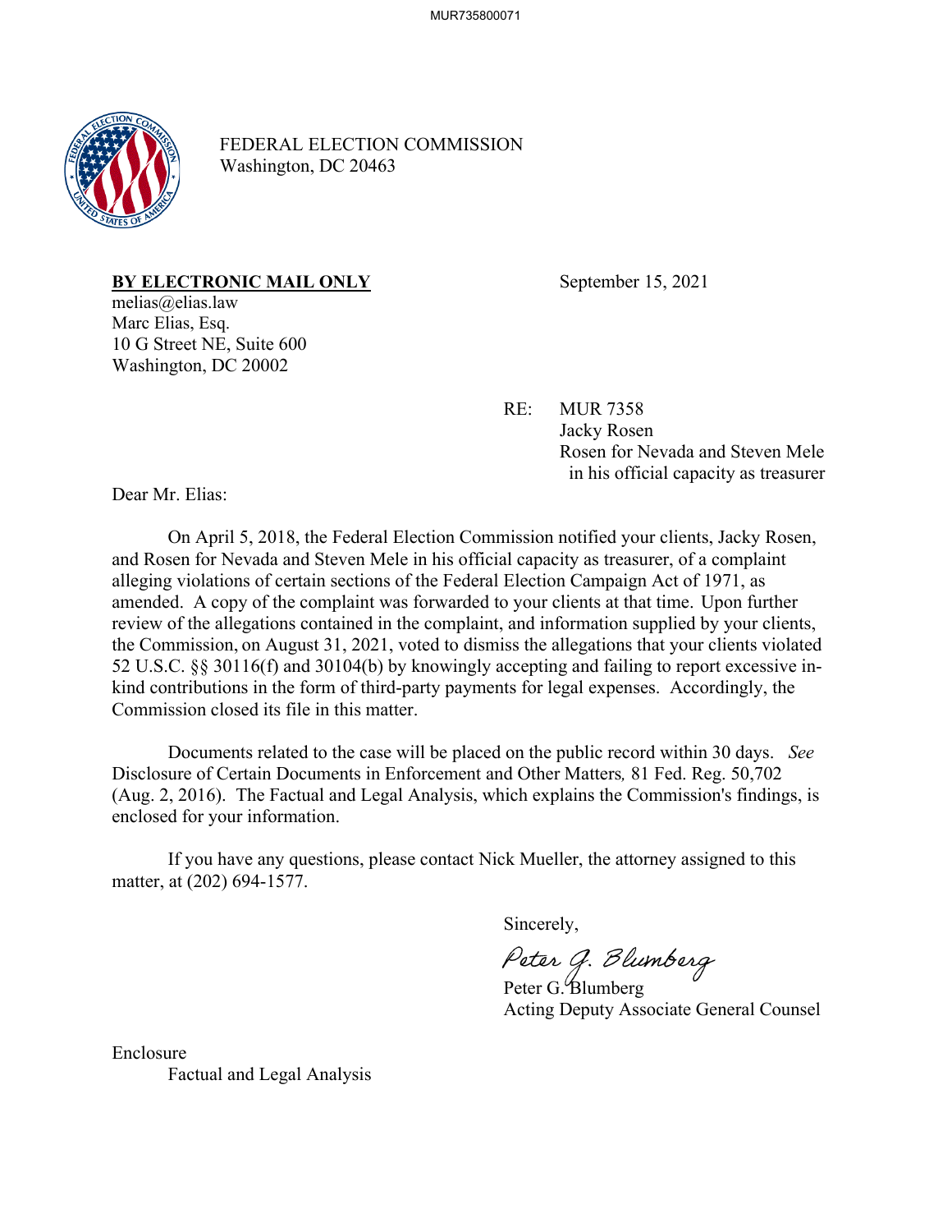FEDERAL ELECTION COMMISSION
Washington, DC 20463

**BY ELECTRONIC MAIL ONLY**

September 15, 2021

melias@elias.law
Marc Elias, Esq.
10 G Street NE, Suite 600
Washington, DC 20002

RE: MUR 7358
Jacky Rosen
Rosen for Nevada and Steven Mele in his official capacity as treasurer

Dear Mr. Elias:

On April 5, 2018, the Federal Election Commission notified your clients, Jacky Rosen, and Rosen for Nevada and Steven Mele in his official capacity as treasurer, of a complaint alleging violations of certain sections of the Federal Election Campaign Act of 1971, as amended. A copy of the complaint was forwarded to your clients at that time. Upon further review of the allegations contained in the complaint, and information supplied by your clients, the Commission, on August 31, 2021, voted to dismiss the allegations that your clients violated 52 U.S.C. §§ 30116(f) and 30104(b) by knowingly accepting and failing to report excessive in-kind contributions in the form of third-party payments for legal expenses. Accordingly, the Commission closed its file in this matter.

Documents related to the case will be placed on the public record within 30 days. *See* Disclosure of Certain Documents in Enforcement and Other Matters*,* 81 Fed. Reg. 50,702 (Aug. 2, 2016). The Factual and Legal Analysis, which explains the Commission's findings, is enclosed for your information.

If you have any questions, please contact Nick Mueller, the attorney assigned to this matter, at (202) 694-1577.

Sincerely,

Peter G. Blumberg
Acting Deputy Associate General Counsel

Enclosure
Factual and Legal Analysis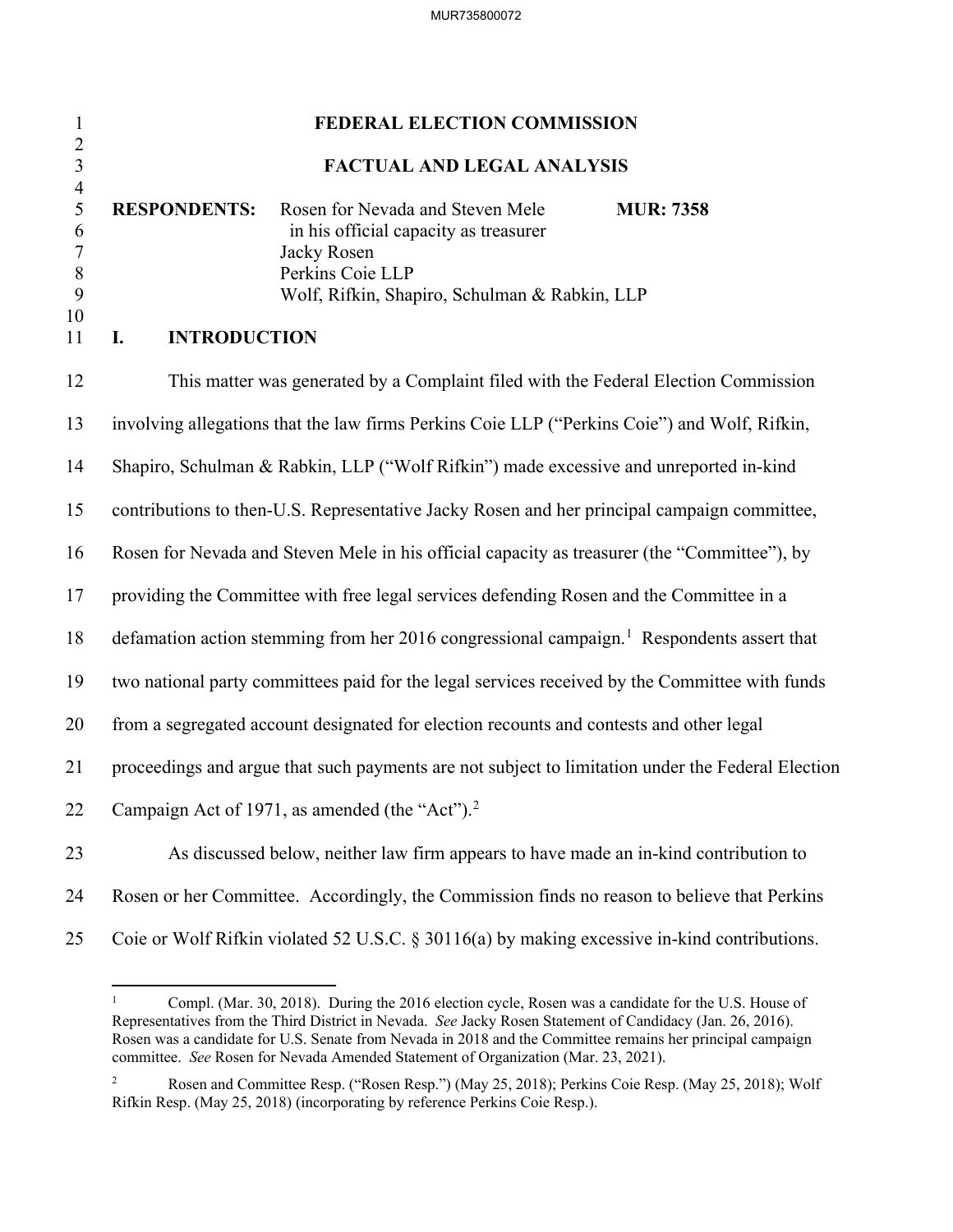# FEDERAL ELECTION COMMISSION

## FACTUAL AND LEGAL ANALYSIS

**RESPONDENTS:** Rosen for Nevada and Steven Mele in his official capacity as treasurer
Jacky Rosen
Perkins Coie LLP
Wolf, Rifkin, Shapiro, Schulman & Rabkin, LLP

**MUR: 7358**

## I. INTRODUCTION

This matter was generated by a Complaint filed with the Federal Election Commission involving allegations that the law firms Perkins Coie LLP ("Perkins Coie") and Wolf, Rifkin, Shapiro, Schulman & Rabkin, LLP ("Wolf Rifkin") made excessive and unreported in-kind contributions to then-U.S. Representative Jacky Rosen and her principal campaign committee, Rosen for Nevada and Steven Mele in his official capacity as treasurer (the "Committee"), by providing the Committee with free legal services defending Rosen and the Committee in a defamation action stemming from her 2016 congressional campaign.[1] Respondents assert that two national party committees paid for the legal services received by the Committee with funds from a segregated account designated for election recounts and contests and other legal proceedings and argue that such payments are not subject to limitation under the Federal Election Campaign Act of 1971, as amended (the "Act").[2]

As discussed below, neither law firm appears to have made an in-kind contribution to Rosen or her Committee. Accordingly, the Commission finds no reason to believe that Perkins Coie or Wolf Rifkin violated 52 U.S.C. § 30116(a) by making excessive in-kind contributions.

---

[1] Compl. (Mar. 30, 2018). During the 2016 election cycle, Rosen was a candidate for the U.S. House of Representatives from the Third District in Nevada. *See* Jacky Rosen Statement of Candidacy (Jan. 26, 2016). Rosen was a candidate for U.S. Senate from Nevada in 2018 and the Committee remains her principal campaign committee. *See* Rosen for Nevada Amended Statement of Organization (Mar. 23, 2021).

[2] Rosen and Committee Resp. ("Rosen Resp.") (May 25, 2018); Perkins Coie Resp. (May 25, 2018); Wolf Rifkin Resp. (May 25, 2018) (incorporating by reference Perkins Coie Resp.).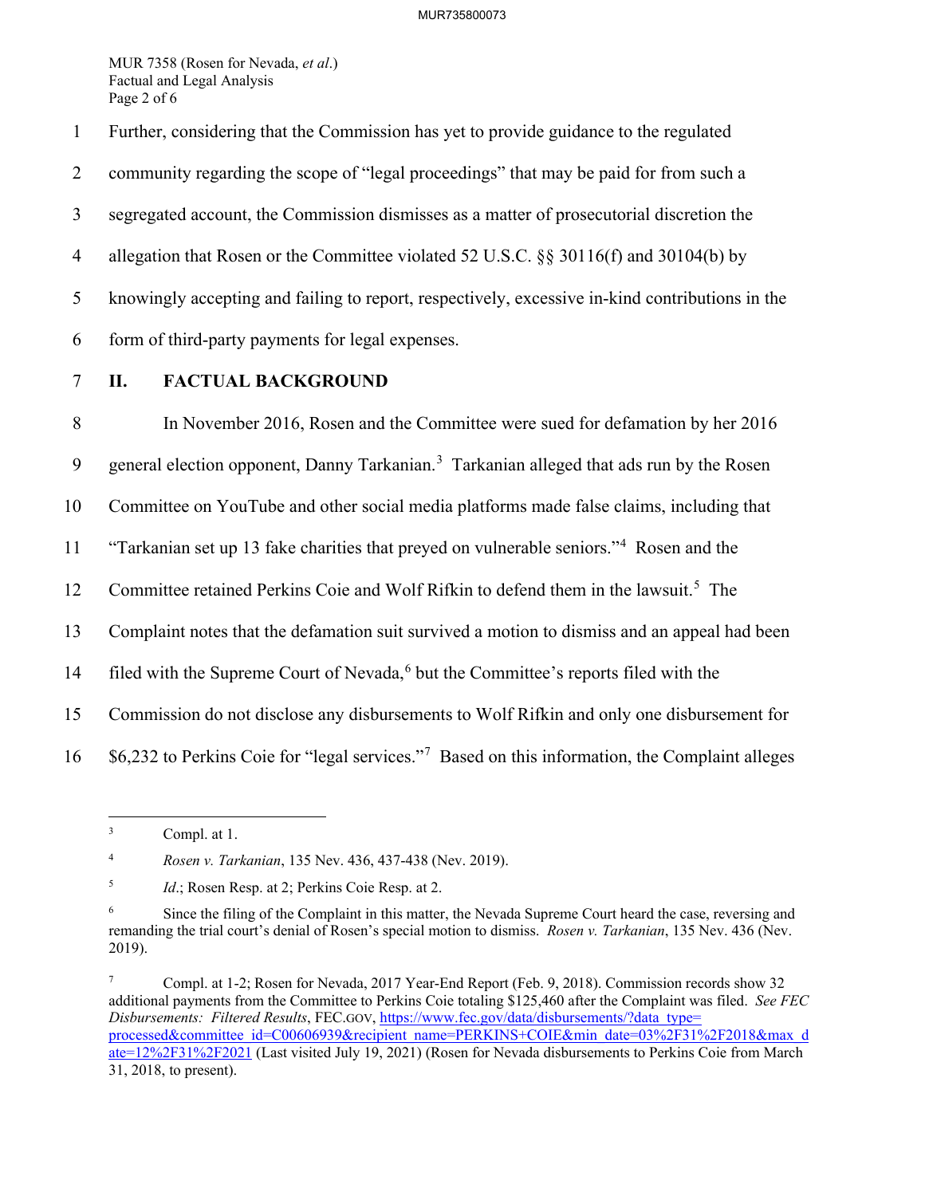Further, considering that the Commission has yet to provide guidance to the regulated community regarding the scope of "legal proceedings" that may be paid for from such a segregated account, the Commission dismisses as a matter of prosecutorial discretion the allegation that Rosen or the Committee violated 52 U.S.C. §§ 30116(f) and 30104(b) by knowingly accepting and failing to report, respectively, excessive in-kind contributions in the form of third-party payments for legal expenses.

## II. FACTUAL BACKGROUND

In November 2016, Rosen and the Committee were sued for defamation by her 2016 general election opponent, Danny Tarkanian.[3] Tarkanian alleged that ads run by the Rosen Committee on YouTube and other social media platforms made false claims, including that "Tarkanian set up 13 fake charities that preyed on vulnerable seniors."[4] Rosen and the Committee retained Perkins Coie and Wolf Rifkin to defend them in the lawsuit.[5] The Complaint notes that the defamation suit survived a motion to dismiss and an appeal had been filed with the Supreme Court of Nevada,[6] but the Committee's reports filed with the Commission do not disclose any disbursements to Wolf Rifkin and only one disbursement for $6,232 to Perkins Coie for "legal services."[7] Based on this information, the Complaint alleges

---

[3] Compl. at 1.

[4] *Rosen v. Tarkanian*, 135 Nev. 436, 437-438 (Nev. 2019).

[5] *Id.*; Rosen Resp. at 2; Perkins Coie Resp. at 2.

[6] Since the filing of the Complaint in this matter, the Nevada Supreme Court heard the case, reversing and remanding the trial court's denial of Rosen's special motion to dismiss. *Rosen v. Tarkanian*, 135 Nev. 436 (Nev. 2019).

[7] Compl. at 1-2; Rosen for Nevada, 2017 Year-End Report (Feb. 9, 2018). Commission records show 32 additional payments from the Committee to Perkins Coie totaling $125,460 after the Complaint was filed. *See FEC Disbursements: Filtered Results*, FEC.GOV, https://www.fec.gov/data/disbursements/?data_type=processed&committee_id=C00606939&recipient_name=PERKINS+COIE&min_date=03%2F31%2F2018&max_date=12%2F31%2F2021 (Last visited July 19, 2021) (Rosen for Nevada disbursements to Perkins Coie from March 31, 2018, to present).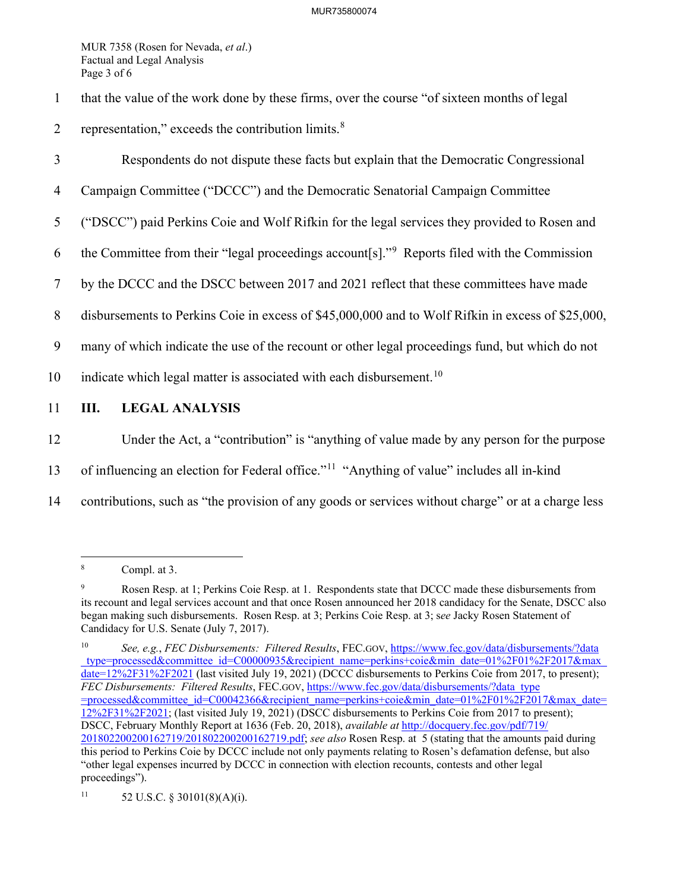that the value of the work done by these firms, over the course "of sixteen months of legal representation," exceeds the contribution limits.[8]

Respondents do not dispute these facts but explain that the Democratic Congressional Campaign Committee ("DCCC") and the Democratic Senatorial Campaign Committee ("DSCC") paid Perkins Coie and Wolf Rifkin for the legal services they provided to Rosen and the Committee from their "legal proceedings account[s]."[9] Reports filed with the Commission by the DCCC and the DSCC between 2017 and 2021 reflect that these committees have made disbursements to Perkins Coie in excess of $45,000,000 and to Wolf Rifkin in excess of $25,000, many of which indicate the use of the recount or other legal proceedings fund, but which do not indicate which legal matter is associated with each disbursement.[10]

## III. LEGAL ANALYSIS

Under the Act, a "contribution" is "anything of value made by any person for the purpose of influencing an election for Federal office."[11] "Anything of value" includes all in-kind contributions, such as "the provision of any goods or services without charge" or at a charge less

---

[8] Compl. at 3.

[9] Rosen Resp. at 1; Perkins Coie Resp. at 1. Respondents state that DCCC made these disbursements from its recount and legal services account and that once Rosen announced her 2018 candidacy for the Senate, DSCC also began making such disbursements. Rosen Resp. at 3; Perkins Coie Resp. at 3; *see* Jacky Rosen Statement of Candidacy for U.S. Senate (July 7, 2017).

[10] *See, e.g.*, *FEC Disbursements: Filtered Results*, FEC.GOV, https://www.fec.gov/data/disbursements/?data_type=processed&committee_id=C00000935&recipient_name=perkins+coie&min_date=01%2F01%2F2017&max_date=12%2F31%2F2021 (last visited July 19, 2021) (DCCC disbursements to Perkins Coie from 2017, to present); *FEC Disbursements: Filtered Results*, FEC.GOV, https://www.fec.gov/data/disbursements/?data_type=processed&committee_id=C00042366&recipient_name=perkins+coie&min_date=01%2F01%2F2017&max_date=12%2F31%2F2021; (last visited July 19, 2021) (DSCC disbursements to Perkins Coie from 2017 to present); DSCC, February Monthly Report at 1636 (Feb. 20, 2018), *available at* http://docquery.fec.gov/pdf/719/201802200200162719/201802200200162719.pdf; *see also* Rosen Resp. at 5 (stating that the amounts paid during this period to Perkins Coie by DCCC include not only payments relating to Rosen's defamation defense, but also "other legal expenses incurred by DCCC in connection with election recounts, contests and other legal proceedings").

[11] 52 U.S.C. § 30101(8)(A)(i).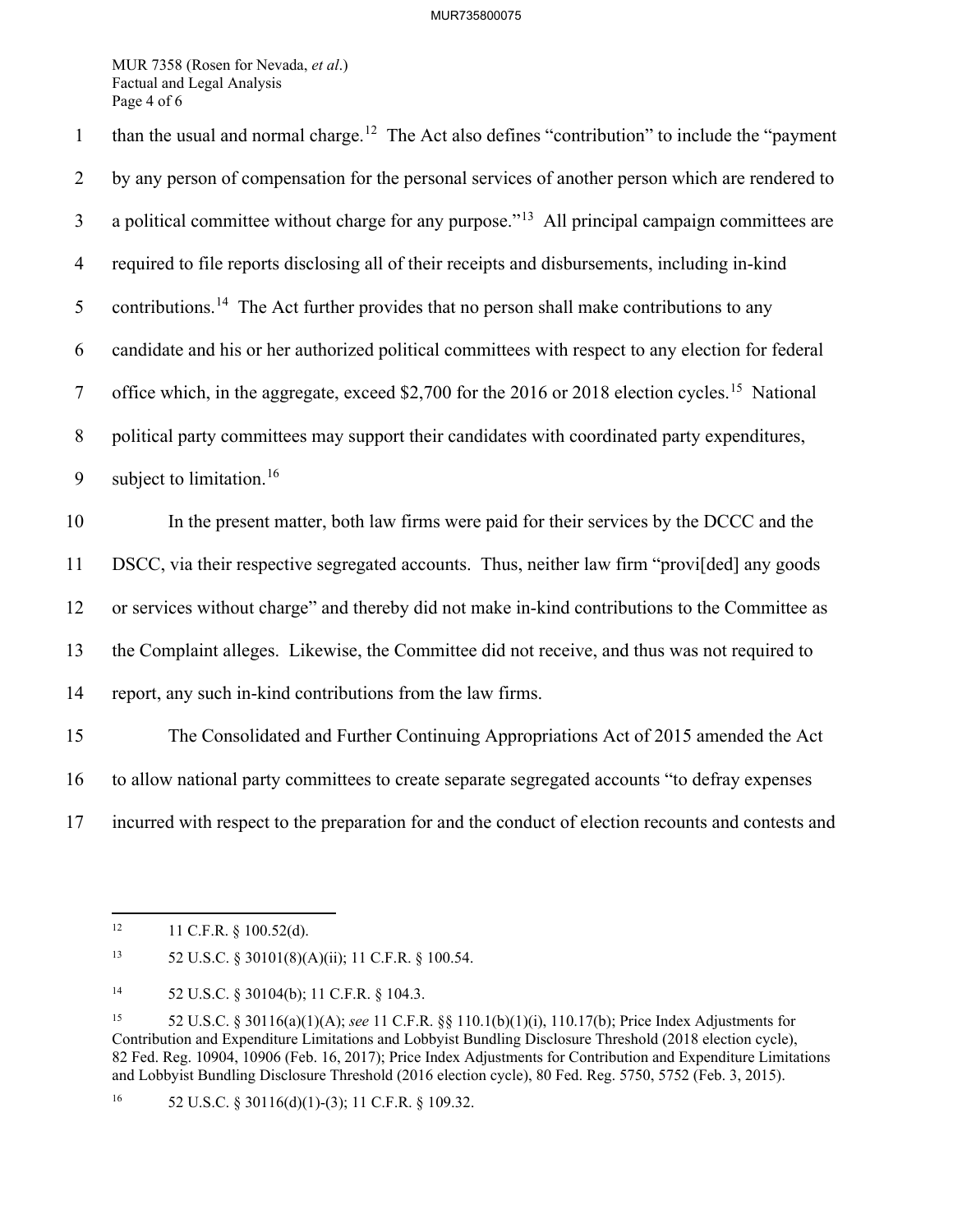than the usual and normal charge.[12] The Act also defines "contribution" to include the "payment by any person of compensation for the personal services of another person which are rendered to a political committee without charge for any purpose."[13] All principal campaign committees are required to file reports disclosing all of their receipts and disbursements, including in-kind contributions.[14] The Act further provides that no person shall make contributions to any candidate and his or her authorized political committees with respect to any election for federal office which, in the aggregate, exceed $2,700 for the 2016 or 2018 election cycles.[15] National political party committees may support their candidates with coordinated party expenditures, subject to limitation.[16]

In the present matter, both law firms were paid for their services by the DCCC and the DSCC, via their respective segregated accounts. Thus, neither law firm "provi[ded] any goods or services without charge" and thereby did not make in-kind contributions to the Committee as the Complaint alleges. Likewise, the Committee did not receive, and thus was not required to report, any such in-kind contributions from the law firms.

The Consolidated and Further Continuing Appropriations Act of 2015 amended the Act to allow national party committees to create separate segregated accounts "to defray expenses incurred with respect to the preparation for and the conduct of election recounts and contests and

---

[12] 11 C.F.R. § 100.52(d).

[13] 52 U.S.C. § 30101(8)(A)(ii); 11 C.F.R. § 100.54.

[14] 52 U.S.C. § 30104(b); 11 C.F.R. § 104.3.

[15] 52 U.S.C. § 30116(a)(1)(A); *see* 11 C.F.R. §§ 110.1(b)(1)(i), 110.17(b); Price Index Adjustments for Contribution and Expenditure Limitations and Lobbyist Bundling Disclosure Threshold (2018 election cycle), 82 Fed. Reg. 10904, 10906 (Feb. 16, 2017); Price Index Adjustments for Contribution and Expenditure Limitations and Lobbyist Bundling Disclosure Threshold (2016 election cycle), 80 Fed. Reg. 5750, 5752 (Feb. 3, 2015).

[16] 52 U.S.C. § 30116(d)(1)-(3); 11 C.F.R. § 109.32.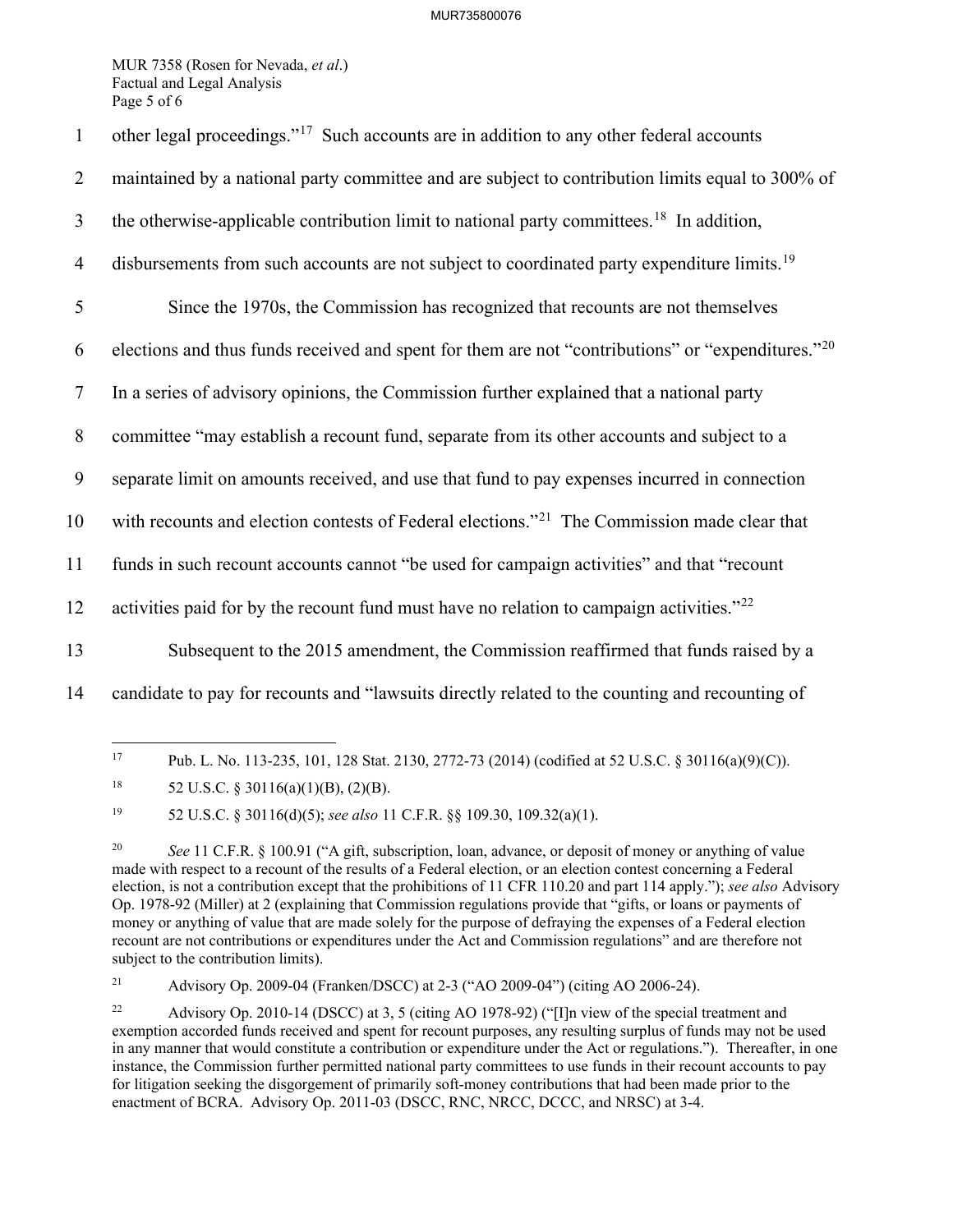other legal proceedings."[17] Such accounts are in addition to any other federal accounts maintained by a national party committee and are subject to contribution limits equal to 300% of the otherwise-applicable contribution limit to national party committees.[18] In addition, disbursements from such accounts are not subject to coordinated party expenditure limits.[19]

Since the 1970s, the Commission has recognized that recounts are not themselves elections and thus funds received and spent for them are not "contributions" or "expenditures."[20] In a series of advisory opinions, the Commission further explained that a national party committee "may establish a recount fund, separate from its other accounts and subject to a separate limit on amounts received, and use that fund to pay expenses incurred in connection with recounts and election contests of Federal elections."[21] The Commission made clear that funds in such recount accounts cannot "be used for campaign activities" and that "recount activities paid for by the recount fund must have no relation to campaign activities."[22]

Subsequent to the 2015 amendment, the Commission reaffirmed that funds raised by a candidate to pay for recounts and "lawsuits directly related to the counting and recounting of

---

[17] Pub. L. No. 113-235, 101, 128 Stat. 2130, 2772-73 (2014) (codified at 52 U.S.C. § 30116(a)(9)(C)).

[18] 52 U.S.C. § 30116(a)(1)(B), (2)(B).

[19] 52 U.S.C. § 30116(d)(5); *see also* 11 C.F.R. §§ 109.30, 109.32(a)(1).

[20] *See* 11 C.F.R. § 100.91 ("A gift, subscription, loan, advance, or deposit of money or anything of value made with respect to a recount of the results of a Federal election, or an election contest concerning a Federal election, is not a contribution except that the prohibitions of 11 CFR 110.20 and part 114 apply."); *see also* Advisory Op. 1978-92 (Miller) at 2 (explaining that Commission regulations provide that "gifts, or loans or payments of money or anything of value that are made solely for the purpose of defraying the expenses of a Federal election recount are not contributions or expenditures under the Act and Commission regulations" and are therefore not subject to the contribution limits).

[21] Advisory Op. 2009-04 (Franken/DSCC) at 2-3 ("AO 2009-04") (citing AO 2006-24).

[22] Advisory Op. 2010-14 (DSCC) at 3, 5 (citing AO 1978-92) ("[I]n view of the special treatment and exemption accorded funds received and spent for recount purposes, any resulting surplus of funds may not be used in any manner that would constitute a contribution or expenditure under the Act or regulations."). Thereafter, in one instance, the Commission further permitted national party committees to use funds in their recount accounts to pay for litigation seeking the disgorgement of primarily soft-money contributions that had been made prior to the enactment of BCRA. Advisory Op. 2011-03 (DSCC, RNC, NRCC, DCCC, and NRSC) at 3-4.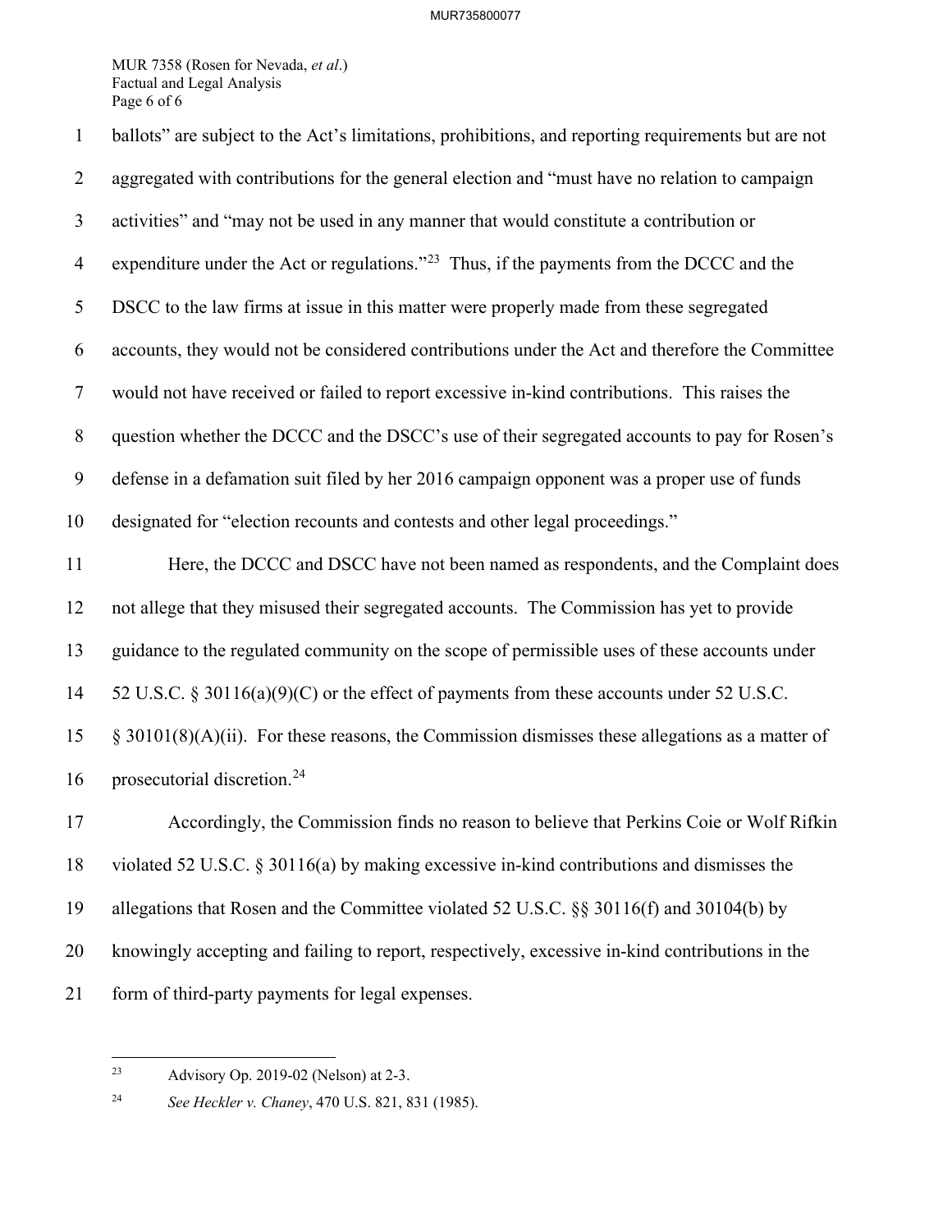ballots" are subject to the Act's limitations, prohibitions, and reporting requirements but are not aggregated with contributions for the general election and "must have no relation to campaign activities" and "may not be used in any manner that would constitute a contribution or expenditure under the Act or regulations."[23] Thus, if the payments from the DCCC and the DSCC to the law firms at issue in this matter were properly made from these segregated accounts, they would not be considered contributions under the Act and therefore the Committee would not have received or failed to report excessive in-kind contributions. This raises the question whether the DCCC and the DSCC's use of their segregated accounts to pay for Rosen's defense in a defamation suit filed by her 2016 campaign opponent was a proper use of funds designated for "election recounts and contests and other legal proceedings."

Here, the DCCC and DSCC have not been named as respondents, and the Complaint does not allege that they misused their segregated accounts. The Commission has yet to provide guidance to the regulated community on the scope of permissible uses of these accounts under 52 U.S.C. § 30116(a)(9)(C) or the effect of payments from these accounts under 52 U.S.C. § 30101(8)(A)(ii). For these reasons, the Commission dismisses these allegations as a matter of prosecutorial discretion.[24]

Accordingly, the Commission finds no reason to believe that Perkins Coie or Wolf Rifkin violated 52 U.S.C. § 30116(a) by making excessive in-kind contributions and dismisses the allegations that Rosen and the Committee violated 52 U.S.C. §§ 30116(f) and 30104(b) by knowingly accepting and failing to report, respectively, excessive in-kind contributions in the form of third-party payments for legal expenses.

---

[23] Advisory Op. 2019-02 (Nelson) at 2-3.

[24] *See Heckler v. Chaney*, 470 U.S. 821, 831 (1985).